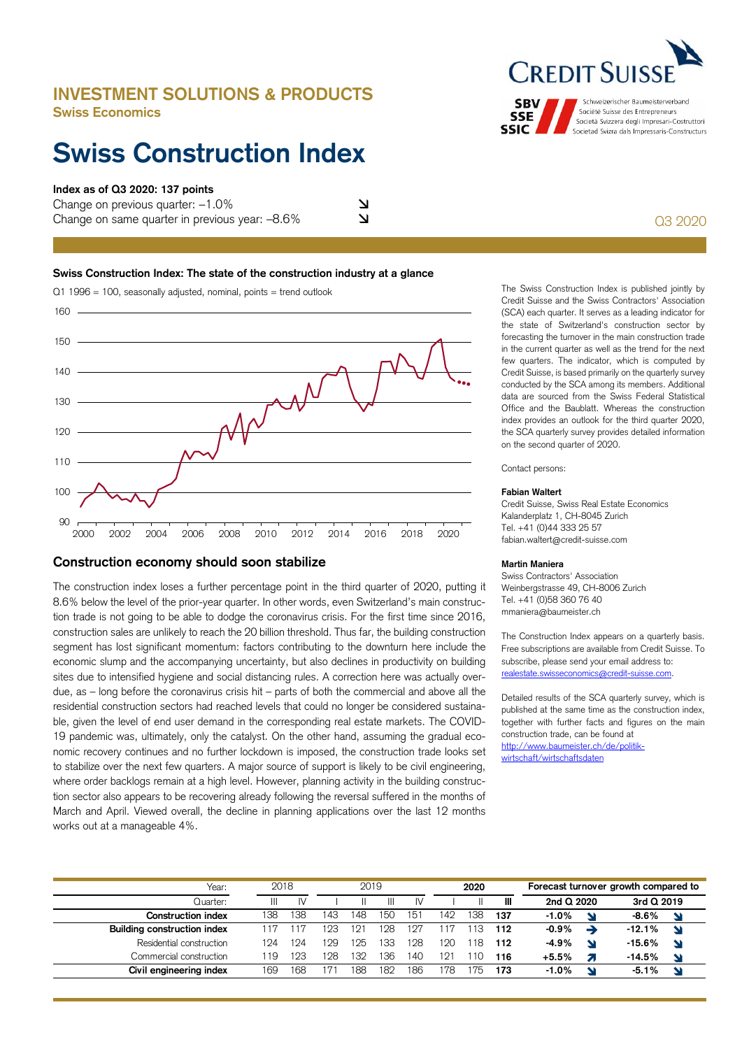INVESTMENT SOLUTIONS & PRODUCTS
Swiss Economics

CREDIT SUISSE

SBV SSE SSIC — Schweizerischer Baumeisterverband, Société Suisse des Entrepreneurs, Società Svizzera degli Impresari-Costruttori, Societad Svizra dals Impressaris-Constructurs

# Swiss Construction Index

Q3 2020

**Index as of Q3 2020: 137 points**
Change on previous quarter: –1.0% ↘
Change on same quarter in previous year: –8.6% ↘

**Swiss Construction Index: The state of the construction industry at a glance**

Q1 1996 = 100, seasonally adjusted, nominal, points = trend outlook

The Swiss Construction Index is published jointly by Credit Suisse and the Swiss Contractors' Association (SCA) each quarter. It serves as a leading indicator for the state of Switzerland's construction sector by forecasting the turnover in the main construction trade in the current quarter as well as the trend for the next few quarters. The indicator, which is computed by Credit Suisse, is based primarily on the quarterly survey conducted by the SCA among its members. Additional data are sourced from the Swiss Federal Statistical Office and the Baublatt. Whereas the construction index provides an outlook for the third quarter 2020, the SCA quarterly survey provides detailed information on the second quarter of 2020.

Contact persons:

**Fabian Waltert**
Credit Suisse, Swiss Real Estate Economics
Kalanderplatz 1, CH-8045 Zurich
Tel. +41 (0)44 333 25 57
fabian.waltert@credit-suisse.com

**Martin Maniera**
Swiss Contractors' Association
Weinbergstrasse 49, CH-8006 Zurich
Tel. +41 (0)58 360 76 40
mmaniera@baumeister.ch

The Construction Index appears on a quarterly basis. Free subscriptions are available from Credit Suisse. To subscribe, please send your email address to: realestate.swisseconomics@credit-suisse.com.

Detailed results of the SCA quarterly survey, which is published at the same time as the construction index, together with further facts and figures on the main construction trade, can be found at http://www.baumeister.ch/de/politik-wirtschaft/wirtschaftsdaten

## Construction economy should soon stabilize

The construction index loses a further percentage point in the third quarter of 2020, putting it 8.6% below the level of the prior-year quarter. In other words, even Switzerland's main construction trade is not going to be able to dodge the coronavirus crisis. For the first time since 2016, construction sales are unlikely to reach the 20 billion threshold. Thus far, the building construction segment has lost significant momentum: factors contributing to the downturn here include the economic slump and the accompanying uncertainty, but also declines in productivity on building sites due to intensified hygiene and social distancing rules. A correction here was actually overdue, as – long before the coronavirus crisis hit – parts of both the commercial and above all the residential construction sectors had reached levels that could no longer be considered sustainable, given the level of end user demand in the corresponding real estate markets. The COVID-19 pandemic was, ultimately, only the catalyst. On the other hand, assuming the gradual economic recovery continues and no further lockdown is imposed, the construction trade looks set to stabilize over the next few quarters. A major source of support is likely to be civil engineering, where order backlogs remain at a high level. However, planning activity in the building construction sector also appears to be recovering already following the reversal suffered in the months of March and April. Viewed overall, the decline in planning applications over the last 12 months works out at a manageable 4%.

| Year: | 2018 | | 2019 | | | | 2020 | | | Forecast turnover growth compared to | | | |
|---|---|---|---|---|---|---|---|---|---|---|---|---|---|
| Quarter: | III | IV | I | II | III | IV | I | II | **III** | **2nd Q 2020** | | **3rd Q 2019** | |
| **Construction index** | 138 | 138 | 143 | 148 | 150 | 151 | 142 | 138 | **137** | **-1.0%** | ↘ | **-8.6%** | ↘ |
| **Building construction index** | 117 | 117 | 123 | 121 | 128 | 127 | 117 | 113 | **112** | **-0.9%** | → | **-12.1%** | ↘ |
| Residential construction | 124 | 124 | 129 | 125 | 133 | 128 | 120 | 118 | **112** | **-4.9%** | ↘ | **-15.6%** | ↘ |
| Commercial construction | 119 | 123 | 128 | 132 | 136 | 140 | 121 | 110 | **116** | **+5.5%** | ↗ | **-14.5%** | ↘ |
| **Civil engineering index** | 169 | 168 | 171 | 188 | 182 | 186 | 178 | 175 | **173** | **-1.0%** | ↘ | **-5.1%** | ↘ |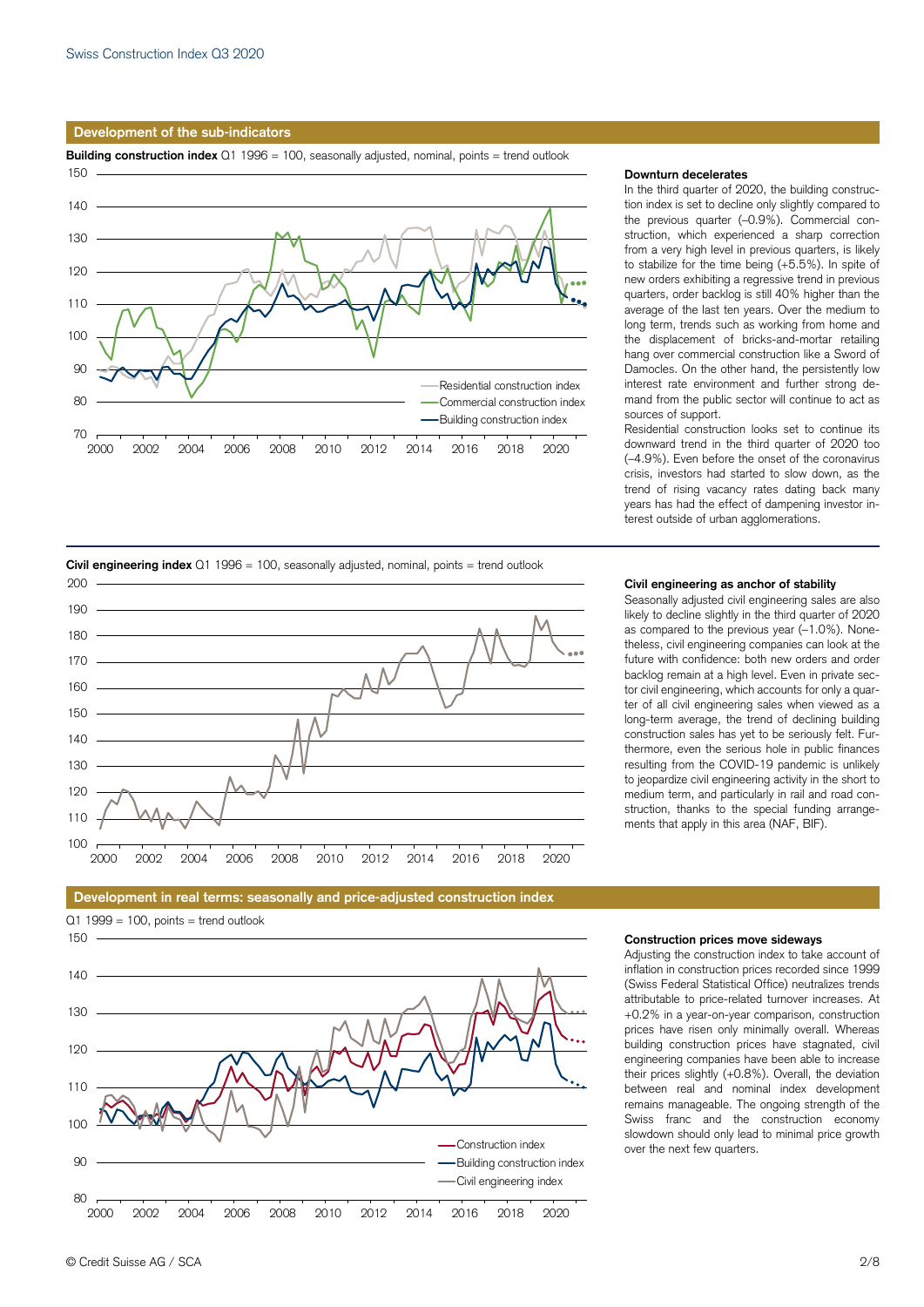## Development of the sub-indicators

**Building construction index** Q1 1996 = 100, seasonally adjusted, nominal, points = trend outlook

### Downturn decelerates

In the third quarter of 2020, the building construction index is set to decline only slightly compared to the previous quarter (–0.9%). Commercial construction, which experienced a sharp correction from a very high level in previous quarters, is likely to stabilize for the time being (+5.5%). In spite of new orders exhibiting a regressive trend in previous quarters, order backlog is still 40% higher than the average of the last ten years. Over the medium to long term, trends such as working from home and the displacement of bricks-and-mortar retailing hang over commercial construction like a Sword of Damocles. On the other hand, the persistently low interest rate environment and further strong demand from the public sector will continue to act as sources of support.

Residential construction looks set to continue its downward trend in the third quarter of 2020 too (–4.9%). Even before the onset of the coronavirus crisis, investors had started to slow down, as the trend of rising vacancy rates dating back many years has had the effect of dampening investor interest outside of urban agglomerations.

**Civil engineering index** Q1 1996 = 100, seasonally adjusted, nominal, points = trend outlook

### Civil engineering as anchor of stability

Seasonally adjusted civil engineering sales are also likely to decline slightly in the third quarter of 2020 as compared to the previous year (–1.0%). Nonetheless, civil engineering companies can look at the future with confidence: both new orders and order backlog remain at a high level. Even in private sector civil engineering, which accounts for only a quarter of all civil engineering sales when viewed as a long-term average, the trend of declining building construction sales has yet to be seriously felt. Furthermore, even the serious hole in public finances resulting from the COVID-19 pandemic is unlikely to jeopardize civil engineering activity in the short to medium term, and particularly in rail and road construction, thanks to the special funding arrangements that apply in this area (NAF, BIF).

## Development in real terms: seasonally and price-adjusted construction index

Q1 1999 = 100, points = trend outlook

### Construction prices move sideways

Adjusting the construction index to take account of inflation in construction prices recorded since 1999 (Swiss Federal Statistical Office) neutralizes trends attributable to price-related turnover increases. At +0.2% in a year-on-year comparison, construction prices have risen only minimally overall. Whereas building construction prices have stagnated, civil engineering companies have been able to increase their prices slightly (+0.8%). Overall, the deviation between real and nominal index development remains manageable. The ongoing strength of the Swiss franc and the construction economy slowdown should only lead to minimal price growth over the next few quarters.

© Credit Suisse AG / SCA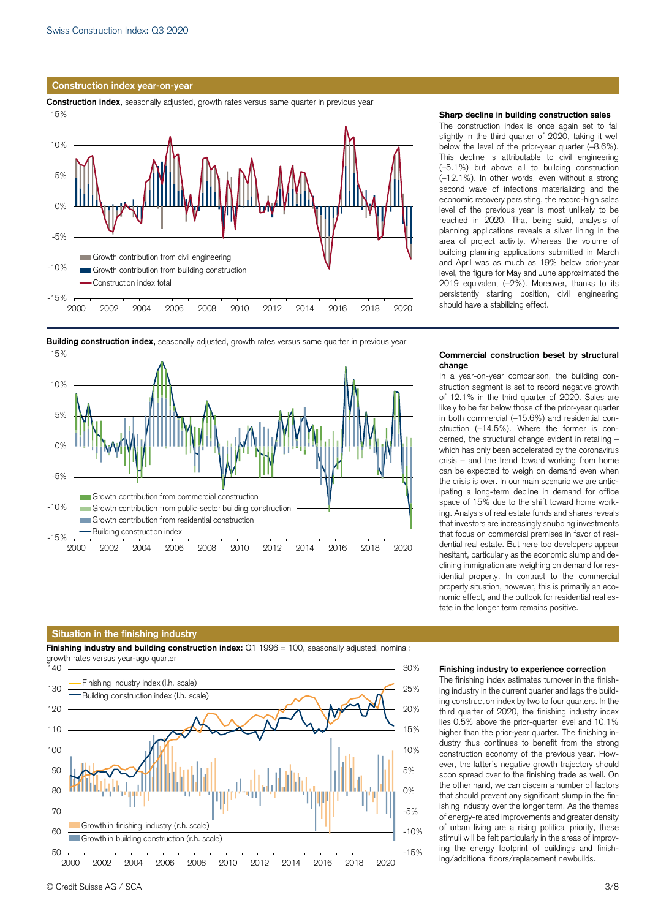## Construction index year-on-year

**Construction index,** seasonally adjusted, growth rates versus same quarter in previous year

### Sharp decline in building construction sales

The construction index is once again set to fall slightly in the third quarter of 2020, taking it well below the level of the prior-year quarter (–8.6%). This decline is attributable to civil engineering (–5.1%) but above all to building construction (–12.1%). In other words, even without a strong second wave of infections materializing and the economic recovery persisting, the record-high sales level of the previous year is most unlikely to be reached in 2020. That being said, analysis of planning applications reveals a silver lining in the area of project activity. Whereas the volume of building planning applications submitted in March and April was as much as 19% below prior-year level, the figure for May and June approximated the 2019 equivalent (–2%). Moreover, thanks to its persistently starting position, civil engineering should have a stabilizing effect.

**Building construction index,** seasonally adjusted, growth rates versus same quarter in previous year

### Commercial construction beset by structural change

In a year-on-year comparison, the building construction segment is set to record negative growth of 12.1% in the third quarter of 2020. Sales are likely to be far below those of the prior-year quarter in both commercial (–15.6%) and residential construction (–14.5%). Where the former is concerned, the structural change evident in retailing – which has only been accelerated by the coronavirus crisis – and the trend toward working from home can be expected to weigh on demand even when the crisis is over. In our main scenario we are anticipating a long-term decline in demand for office space of 15% due to the shift toward home working. Analysis of real estate funds and shares reveals that investors are increasingly snubbing investments that focus on commercial premises in favor of residential real estate. But here too developers appear hesitant, particularly as the economic slump and declining immigration are weighing on demand for residential property. In contrast to the commercial property situation, however, this is primarily an economic effect, and the outlook for residential real estate in the longer term remains positive.

## Situation in the finishing industry

**Finishing industry and building construction index:** Q1 1996 = 100, seasonally adjusted, nominal; growth rates versus year-ago quarter

### Finishing industry to experience correction

The finishing index estimates turnover in the finishing industry in the current quarter and lags the building construction index by two to four quarters. In the third quarter of 2020, the finishing industry index lies 0.5% above the prior-quarter level and 10.1% higher than the prior-year quarter. The finishing industry thus continues to benefit from the strong construction economy of the previous year. However, the latter's negative growth trajectory should soon spread over to the finishing trade as well. On the other hand, we can discern a number of factors that should prevent any significant slump in the finishing industry over the longer term. As the themes of energy-related improvements and greater density of urban living are a rising political priority, these stimuli will be felt particularly in the areas of improving the energy footprint of buildings and finishing/additional floors/replacement newbuilds.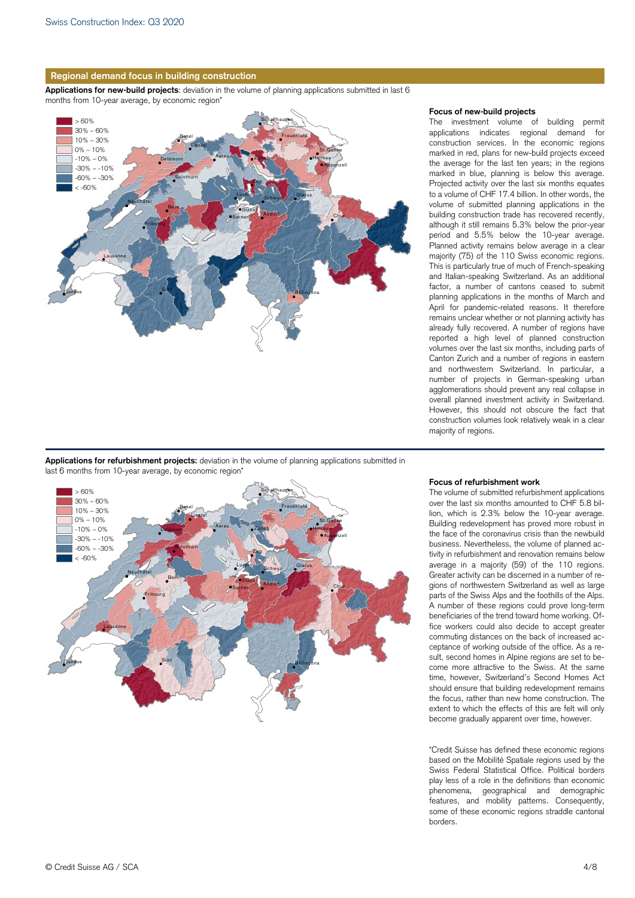## Regional demand focus in building construction

**Applications for new-build projects**: deviation in the volume of planning applications submitted in last 6 months from 10-year average, by economic region*

> 60%
30% – 60%
10% – 30%
0% – 10%
-10% – 0%
-30% – -10%
-60% – -30%
< -60%

### Focus of new-build projects

The investment volume of building permit applications indicates regional demand for construction services. In the economic regions marked in red, plans for new-build projects exceed the average for the last ten years; in the regions marked in blue, planning is below this average. Projected activity over the last six months equates to a volume of CHF 17.4 billion. In other words, the volume of submitted planning applications in the building construction trade has recovered recently, although it still remains 5.3% below the prior-year period and 5.5% below the 10-year average. Planned activity remains below average in a clear majority (75) of the 110 Swiss economic regions. This is particularly true of much of French-speaking and Italian-speaking Switzerland. As an additional factor, a number of cantons ceased to submit planning applications in the months of March and April for pandemic-related reasons. It therefore remains unclear whether or not planning activity has already fully recovered. A number of regions have reported a high level of planned construction volumes over the last six months, including parts of Canton Zurich and a number of regions in eastern and northwestern Switzerland. In particular, a number of projects in German-speaking urban agglomerations should prevent any real collapse in overall planned investment activity in Switzerland. However, this should not obscure the fact that construction volumes look relatively weak in a clear majority of regions.

**Applications for refurbishment projects:** deviation in the volume of planning applications submitted in last 6 months from 10-year average, by economic region*

> 60%
30% – 60%
10% – 30%
0% – 10%
-10% – 0%
-30% – -10%
-60% – -30%
< -60%

### Focus of refurbishment work

The volume of submitted refurbishment applications over the last six months amounted to CHF 5.8 billion, which is 2.3% below the 10-year average. Building redevelopment has proved more robust in the face of the coronavirus crisis than the newbuild business. Nevertheless, the volume of planned activity in refurbishment and renovation remains below average in a majority (59) of the 110 regions. Greater activity can be discerned in a number of regions of northwestern Switzerland as well as large parts of the Swiss Alps and the foothills of the Alps. A number of these regions could prove long-term beneficiaries of the trend toward home working. Office workers could also decide to accept greater commuting distances on the back of increased acceptance of working outside of the office. As a result, second homes in Alpine regions are set to become more attractive to the Swiss. At the same time, however, Switzerland's Second Homes Act should ensure that building redevelopment remains the focus, rather than new home construction. The extent to which the effects of this are felt will only become gradually apparent over time, however.

*Credit Suisse has defined these economic regions based on the Mobilité Spatiale regions used by the Swiss Federal Statistical Office. Political borders play less of a role in the definitions than economic phenomena, geographical and demographic features, and mobility patterns. Consequently, some of these economic regions straddle cantonal borders.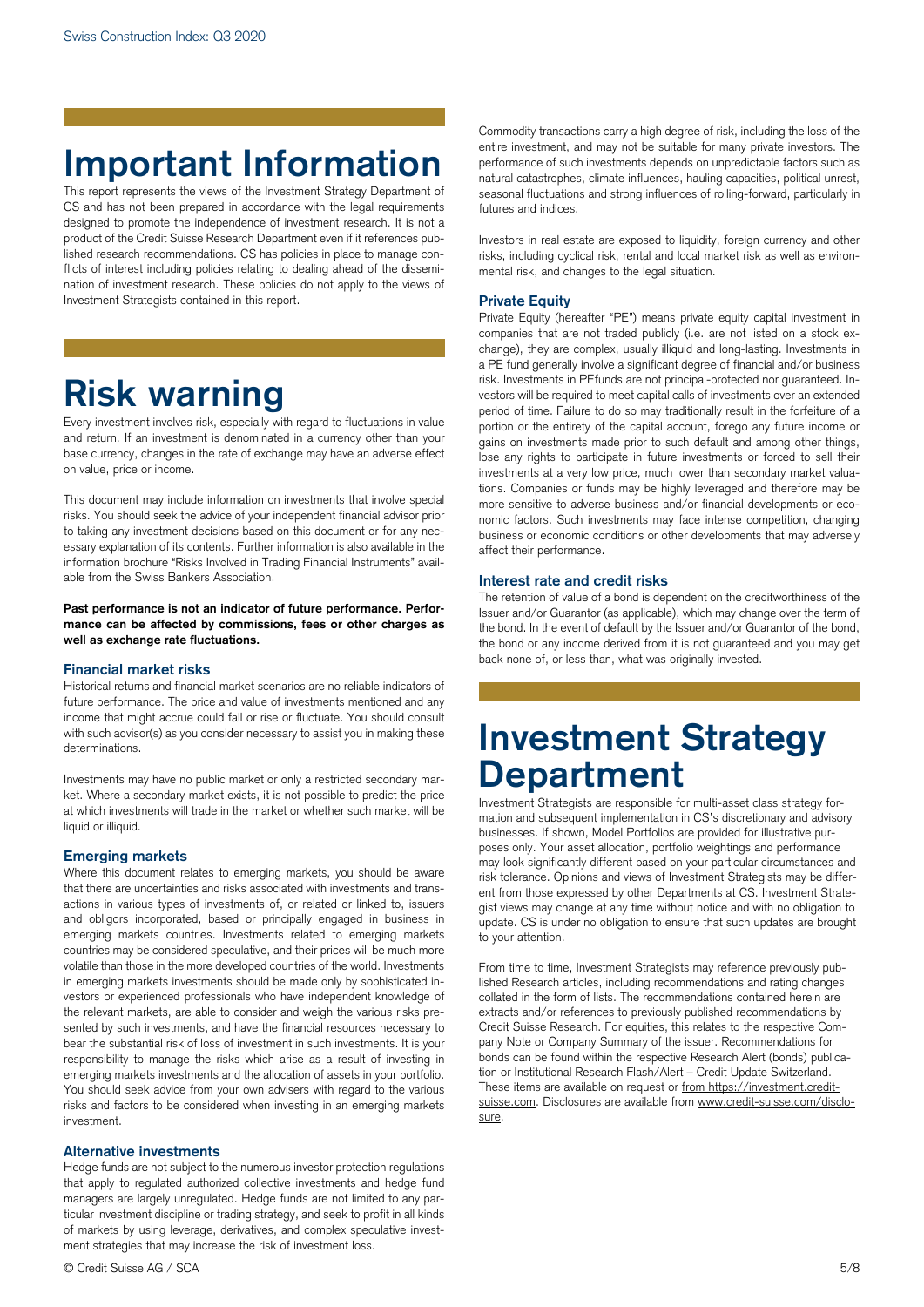# Important Information

This report represents the views of the Investment Strategy Department of CS and has not been prepared in accordance with the legal requirements designed to promote the independence of investment research. It is not a product of the Credit Suisse Research Department even if it references published research recommendations. CS has policies in place to manage conflicts of interest including policies relating to dealing ahead of the dissemination of investment research. These policies do not apply to the views of Investment Strategists contained in this report.

# Risk warning

Every investment involves risk, especially with regard to fluctuations in value and return. If an investment is denominated in a currency other than your base currency, changes in the rate of exchange may have an adverse effect on value, price or income.

This document may include information on investments that involve special risks. You should seek the advice of your independent financial advisor prior to taking any investment decisions based on this document or for any necessary explanation of its contents. Further information is also available in the information brochure "Risks Involved in Trading Financial Instruments" available from the Swiss Bankers Association.

**Past performance is not an indicator of future performance. Performance can be affected by commissions, fees or other charges as well as exchange rate fluctuations.**

### Financial market risks

Historical returns and financial market scenarios are no reliable indicators of future performance. The price and value of investments mentioned and any income that might accrue could fall or rise or fluctuate. You should consult with such advisor(s) as you consider necessary to assist you in making these determinations.

Investments may have no public market or only a restricted secondary market. Where a secondary market exists, it is not possible to predict the price at which investments will trade in the market or whether such market will be liquid or illiquid.

### Emerging markets

Where this document relates to emerging markets, you should be aware that there are uncertainties and risks associated with investments and transactions in various types of investments of, or related or linked to, issuers and obligors incorporated, based or principally engaged in business in emerging markets countries. Investments related to emerging markets countries may be considered speculative, and their prices will be much more volatile than those in the more developed countries of the world. Investments in emerging markets investments should be made only by sophisticated investors or experienced professionals who have independent knowledge of the relevant markets, are able to consider and weigh the various risks presented by such investments, and have the financial resources necessary to bear the substantial risk of loss of investment in such investments. It is your responsibility to manage the risks which arise as a result of investing in emerging markets investments and the allocation of assets in your portfolio. You should seek advice from your own advisers with regard to the various risks and factors to be considered when investing in an emerging markets investment.

### Alternative investments

Hedge funds are not subject to the numerous investor protection regulations that apply to regulated authorized collective investments and hedge fund managers are largely unregulated. Hedge funds are not limited to any particular investment discipline or trading strategy, and seek to profit in all kinds of markets by using leverage, derivatives, and complex speculative investment strategies that may increase the risk of investment loss.

Commodity transactions carry a high degree of risk, including the loss of the entire investment, and may not be suitable for many private investors. The performance of such investments depends on unpredictable factors such as natural catastrophes, climate influences, hauling capacities, political unrest, seasonal fluctuations and strong influences of rolling-forward, particularly in futures and indices.

Investors in real estate are exposed to liquidity, foreign currency and other risks, including cyclical risk, rental and local market risk as well as environmental risk, and changes to the legal situation.

### Private Equity

Private Equity (hereafter "PE") means private equity capital investment in companies that are not traded publicly (i.e. are not listed on a stock exchange), they are complex, usually illiquid and long-lasting. Investments in a PE fund generally involve a significant degree of financial and/or business risk. Investments in PEfunds are not principal-protected nor guaranteed. Investors will be required to meet capital calls of investments over an extended period of time. Failure to do so may traditionally result in the forfeiture of a portion or the entirety of the capital account, forego any future income or gains on investments made prior to such default and among other things, lose any rights to participate in future investments or forced to sell their investments at a very low price, much lower than secondary market valuations. Companies or funds may be highly leveraged and therefore may be more sensitive to adverse business and/or financial developments or economic factors. Such investments may face intense competition, changing business or economic conditions or other developments that may adversely affect their performance.

### Interest rate and credit risks

The retention of value of a bond is dependent on the creditworthiness of the Issuer and/or Guarantor (as applicable), which may change over the term of the bond. In the event of default by the Issuer and/or Guarantor of the bond, the bond or any income derived from it is not guaranteed and you may get back none of, or less than, what was originally invested.

# Investment Strategy Department

Investment Strategists are responsible for multi-asset class strategy formation and subsequent implementation in CS's discretionary and advisory businesses. If shown, Model Portfolios are provided for illustrative purposes only. Your asset allocation, portfolio weightings and performance may look significantly different based on your particular circumstances and risk tolerance. Opinions and views of Investment Strategists may be different from those expressed by other Departments at CS. Investment Strategist views may change at any time without notice and with no obligation to update. CS is under no obligation to ensure that such updates are brought to your attention.

From time to time, Investment Strategists may reference previously published Research articles, including recommendations and rating changes collated in the form of lists. The recommendations contained herein are extracts and/or references to previously published recommendations by Credit Suisse Research. For equities, this relates to the respective Company Note or Company Summary of the issuer. Recommendations for bonds can be found within the respective Research Alert (bonds) publication or Institutional Research Flash/Alert – Credit Update Switzerland. These items are available on request or from https://investment.credit-suisse.com. Disclosures are available from www.credit-suisse.com/disclosure.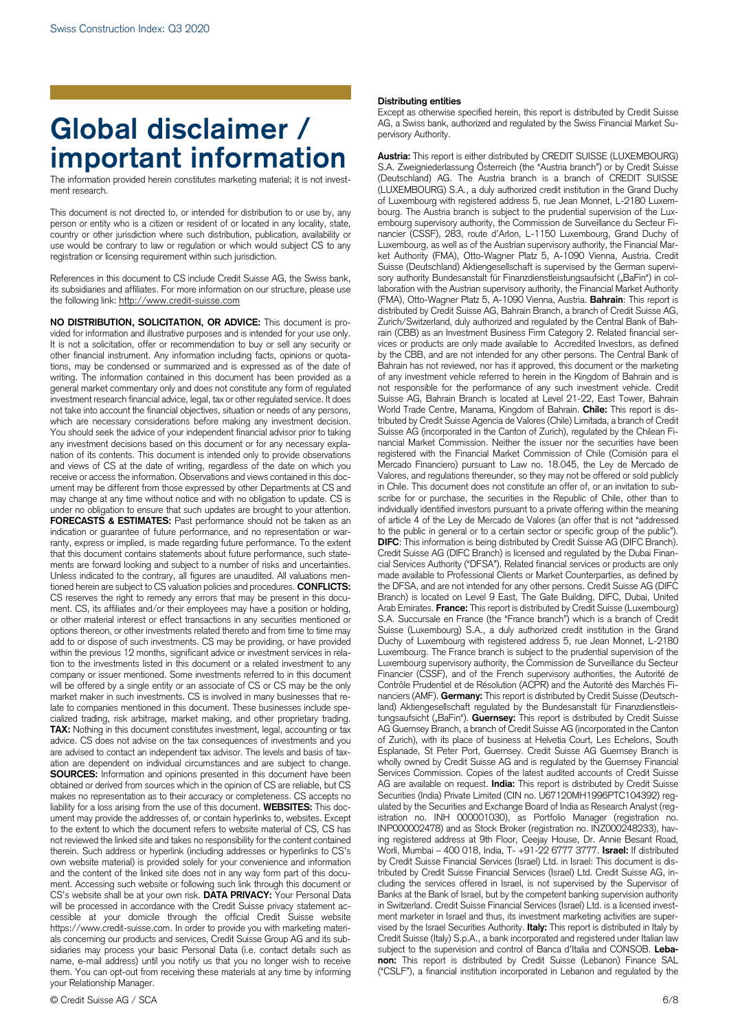# Global disclaimer / important information

The information provided herein constitutes marketing material; it is not investment research.

This document is not directed to, or intended for distribution to or use by, any person or entity who is a citizen or resident of or located in any locality, state, country or other jurisdiction where such distribution, publication, availability or use would be contrary to law or regulation or which would subject CS to any registration or licensing requirement within such jurisdiction.

References in this document to CS include Credit Suisse AG, the Swiss bank, its subsidiaries and affiliates. For more information on our structure, please use the following link: http://www.credit-suisse.com

**NO DISTRIBUTION, SOLICITATION, OR ADVICE:** This document is provided for information and illustrative purposes and is intended for your use only. It is not a solicitation, offer or recommendation to buy or sell any security or other financial instrument. Any information including facts, opinions or quotations, may be condensed or summarized and is expressed as of the date of writing. The information contained in this document has been provided as a general market commentary only and does not constitute any form of regulated investment research financial advice, legal, tax or other regulated service. It does not take into account the financial objectives, situation or needs of any persons, which are necessary considerations before making any investment decision. You should seek the advice of your independent financial advisor prior to taking any investment decisions based on this document or for any necessary explanation of its contents. This document is intended only to provide observations and views of CS at the date of writing, regardless of the date on which you receive or access the information. Observations and views contained in this document may be different from those expressed by other Departments at CS and may change at any time without notice and with no obligation to update. CS is under no obligation to ensure that such updates are brought to your attention. **FORECASTS & ESTIMATES:** Past performance should not be taken as an indication or guarantee of future performance, and no representation or warranty, express or implied, is made regarding future performance. To the extent that this document contains statements about future performance, such statements are forward looking and subject to a number of risks and uncertainties. Unless indicated to the contrary, all figures are unaudited. All valuations mentioned herein are subject to CS valuation policies and procedures. **CONFLICTS:** CS reserves the right to remedy any errors that may be present in this document. CS, its affiliates and/or their employees may have a position or holding, or other material interest or effect transactions in any securities mentioned or options thereon, or other investments related thereto and from time to time may add to or dispose of such investments. CS may be providing, or have provided within the previous 12 months, significant advice or investment services in relation to the investments listed in this document or a related investment to any company or issuer mentioned. Some investments referred to in this document will be offered by a single entity or an associate of CS or CS may be the only market maker in such investments. CS is involved in many businesses that relate to companies mentioned in this document. These businesses include specialized trading, risk arbitrage, market making, and other proprietary trading. **TAX:** Nothing in this document constitutes investment, legal, accounting or tax advice. CS does not advise on the tax consequences of investments and you are advised to contact an independent tax advisor. The levels and basis of taxation are dependent on individual circumstances and are subject to change. **SOURCES:** Information and opinions presented in this document have been obtained or derived from sources which in the opinion of CS are reliable, but CS makes no representation as to their accuracy or completeness. CS accepts no liability for a loss arising from the use of this document. **WEBSITES:** This document may provide the addresses of, or contain hyperlinks to, websites. Except to the extent to which the document refers to website material of CS, CS has not reviewed the linked site and takes no responsibility for the content contained therein. Such address or hyperlink (including addresses or hyperlinks to CS's own website material) is provided solely for your convenience and information and the content of the linked site does not in any way form part of this document. Accessing such website or following such link through this document or CS's website shall be at your own risk. **DATA PRIVACY:** Your Personal Data will be processed in accordance with the Credit Suisse privacy statement accessible at your domicile through the official Credit Suisse website https://www.credit-suisse.com. In order to provide you with marketing materials concerning our products and services, Credit Suisse Group AG and its subsidiaries may process your basic Personal Data (i.e. contact details such as name, e-mail address) until you notify us that you no longer wish to receive them. You can opt-out from receiving these materials at any time by informing your Relationship Manager.

**Distributing entities**

Except as otherwise specified herein, this report is distributed by Credit Suisse AG, a Swiss bank, authorized and regulated by the Swiss Financial Market Supervisory Authority.

**Austria:** This report is either distributed by CREDIT SUISSE (LUXEMBOURG) S.A. Zweigniederlassung Österreich (the "Austria branch") or by Credit Suisse (Deutschland) AG. The Austria branch is a branch of CREDIT SUISSE (LUXEMBOURG) S.A., a duly authorized credit institution in the Grand Duchy of Luxembourg with registered address 5, rue Jean Monnet, L-2180 Luxembourg. The Austria branch is subject to the prudential supervision of the Luxembourg supervisory authority, the Commission de Surveillance du Secteur Financier (CSSF), 283, route d'Arlon, L-1150 Luxembourg, Grand Duchy of Luxembourg, as well as of the Austrian supervisory authority, the Financial Market Authority (FMA), Otto-Wagner Platz 5, A-1090 Vienna, Austria. Credit Suisse (Deutschland) Aktiengesellschaft is supervised by the German supervisory authority Bundesanstalt für Finanzdienstleistungsaufsicht („BaFin") in collaboration with the Austrian supervisory authority, the Financial Market Authority (FMA), Otto-Wagner Platz 5, A-1090 Vienna, Austria. **Bahrain**: This report is distributed by Credit Suisse AG, Bahrain Branch, a branch of Credit Suisse AG, Zurich/Switzerland, duly authorized and regulated by the Central Bank of Bahrain (CBB) as an Investment Business Firm Category 2. Related financial services or products are only made available to Accredited Investors, as defined by the CBB, and are not intended for any other persons. The Central Bank of Bahrain has not reviewed, nor has it approved, this document or the marketing of any investment vehicle referred to herein in the Kingdom of Bahrain and is not responsible for the performance of any such investment vehicle. Credit Suisse AG, Bahrain Branch is located at Level 21-22, East Tower, Bahrain World Trade Centre, Manama, Kingdom of Bahrain. **Chile:** This report is distributed by Credit Suisse Agencia de Valores (Chile) Limitada, a branch of Credit Suisse AG (incorporated in the Canton of Zurich), regulated by the Chilean Financial Market Commission. Neither the issuer nor the securities have been registered with the Financial Market Commission of Chile (Comisión para el Mercado Financiero) pursuant to Law no. 18.045, the Ley de Mercado de Valores, and regulations thereunder, so they may not be offered or sold publicly in Chile. This document does not constitute an offer of, or an invitation to subscribe for or purchase, the securities in the Republic of Chile, other than to individually identified investors pursuant to a private offering within the meaning of article 4 of the Ley de Mercado de Valores (an offer that is not "addressed to the public in general or to a certain sector or specific group of the public"). **DIFC**: This information is being distributed by Credit Suisse AG (DIFC Branch). Credit Suisse AG (DIFC Branch) is licensed and regulated by the Dubai Financial Services Authority ("DFSA"). Related financial services or products are only made available to Professional Clients or Market Counterparties, as defined by the DFSA, and are not intended for any other persons. Credit Suisse AG (DIFC Branch) is located on Level 9 East, The Gate Building, DIFC, Dubai, United Arab Emirates. **France:** This report is distributed by Credit Suisse (Luxembourg) S.A. Succursale en France (the "France branch") which is a branch of Credit Suisse (Luxembourg) S.A., a duly authorized credit institution in the Grand Duchy of Luxembourg with registered address 5, rue Jean Monnet, L-2180 Luxembourg. The France branch is subject to the prudential supervision of the Luxembourg supervisory authority, the Commission de Surveillance du Secteur Financier (CSSF), and of the French supervisory authorities, the Autorité de Contrôle Prudentiel et de Résolution (ACPR) and the Autorité des Marchés Financiers (AMF). **Germany:** This report is distributed by Credit Suisse (Deutschland) Aktiengesellschaft regulated by the Bundesanstalt für Finanzdienstleistungsaufsicht („BaFin"). **Guernsey:** This report is distributed by Credit Suisse AG Guernsey Branch, a branch of Credit Suisse AG (incorporated in the Canton of Zurich), with its place of business at Helvetia Court, Les Echelons, South Esplanade, St Peter Port, Guernsey. Credit Suisse AG Guernsey Branch is wholly owned by Credit Suisse AG and is regulated by the Guernsey Financial Services Commission. Copies of the latest audited accounts of Credit Suisse AG are available on request. **India:** This report is distributed by Credit Suisse Securities (India) Private Limited (CIN no. U67120MH1996PTC104392) regulated by the Securities and Exchange Board of India as Research Analyst (registration no. INH 000001030), as Portfolio Manager (registration no. INP000002478) and as Stock Broker (registration no. INZ000248233), having registered address at 9th Floor, Ceejay House, Dr. Annie Besant Road, Worli, Mumbai – 400 018, India, T- +91-22 6777 3777. **Israel:** If distributed by Credit Suisse Financial Services (Israel) Ltd. in Israel: This document is distributed by Credit Suisse Financial Services (Israel) Ltd. Credit Suisse AG, including the services offered in Israel, is not supervised by the Supervisor of Banks at the Bank of Israel, but by the competent banking supervision authority in Switzerland. Credit Suisse Financial Services (Israel) Ltd. is a licensed investment marketer in Israel and thus, its investment marketing activities are supervised by the Israel Securities Authority. **Italy:** This report is distributed in Italy by Credit Suisse (Italy) S.p.A., a bank incorporated and registered under Italian law subject to the supervision and control of Banca d'Italia and CONSOB. **Lebanon:** This report is distributed by Credit Suisse (Lebanon) Finance SAL ("CSLF"), a financial institution incorporated in Lebanon and regulated by the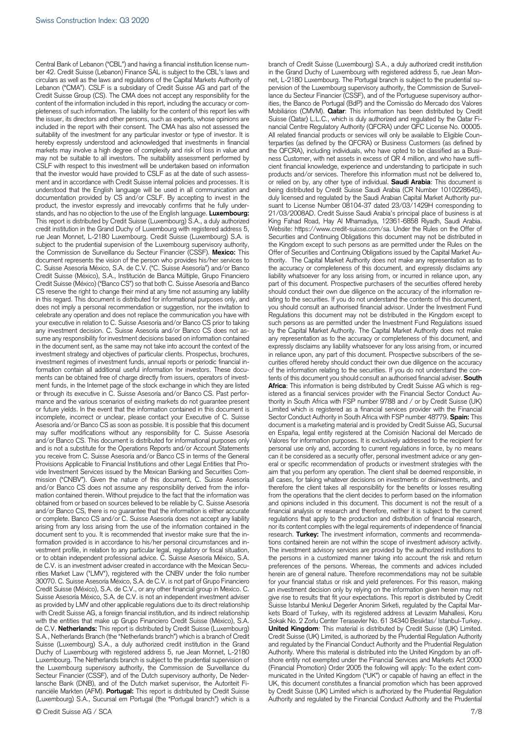Central Bank of Lebanon ("CBL") and having a financial institution license number 42. Credit Suisse (Lebanon) Finance SAL is subject to the CBL's laws and circulars as well as the laws and regulations of the Capital Markets Authority of Lebanon ("CMA"). CSLF is a subsidiary of Credit Suisse AG and part of the Credit Suisse Group (CS). The CMA does not accept any responsibility for the content of the information included in this report, including the accuracy or completeness of such information. The liability for the content of this report lies with the issuer, its directors and other persons, such as experts, whose opinions are included in the report with their consent. The CMA has also not assessed the suitability of the investment for any particular investor or type of investor. It is hereby expressly understood and acknowledged that investments in financial markets may involve a high degree of complexity and risk of loss in value and may not be suitable to all investors. The suitability assessment performed by CSLF with respect to this investment will be undertaken based on information that the investor would have provided to CSLF as at the date of such assessment and in accordance with Credit Suisse internal policies and processes. It is understood that the English language will be used in all communication and documentation provided by CS and/or CSLF. By accepting to invest in the product, the investor expressly and irrevocably confirms that he fully understands, and has no objection to the use of the English language. **Luxembourg:** This report is distributed by Credit Suisse (Luxembourg) S.A., a duly authorized credit institution in the Grand Duchy of Luxembourg with registered address 5, rue Jean Monnet, L-2180 Luxembourg. Credit Suisse (Luxembourg) S.A. is subject to the prudential supervision of the Luxembourg supervisory authority, the Commission de Surveillance du Secteur Financier (CSSF). **Mexico:** This document represents the vision of the person who provides his/her services to C. Suisse Asesoría México, S.A. de C.V. ("C. Suisse Asesoría") and/or Banco Credit Suisse (México), S.A., Institución de Banca Múltiple, Grupo Financiero Credit Suisse (México) ("Banco CS") so that both C. Suisse Asesoría and Banco CS reserve the right to change their mind at any time not assuming any liability in this regard. This document is distributed for informational purposes only, and does not imply a personal recommendation or suggestion, nor the invitation to celebrate any operation and does not replace the communication you have with your executive in relation to C. Suisse Asesoría and/or Banco CS prior to taking any investment decision. C. Suisse Asesoría and/or Banco CS does not assume any responsibility for investment decisions based on information contained in the document sent, as the same may not take into account the context of the investment strategy and objectives of particular clients. Prospectus, brochures, investment regimes of investment funds, annual reports or periodic financial information contain all additional useful information for investors. These documents can be obtained free of charge directly from issuers, operators of investment funds, in the Internet page of the stock exchange in which they are listed or through its executive in C. Suisse Asesoría and/or Banco CS. Past performance and the various scenarios of existing markets do not guarantee present or future yields. In the event that the information contained in this document is incomplete, incorrect or unclear, please contact your Executive of C. Suisse Asesoría and/or Banco CS as soon as possible. It is possible that this document may suffer modifications without any responsibility for C. Suisse Asesoría and/or Banco CS. This document is distributed for informational purposes only and is not a substitute for the Operations Reports and/or Account Statements you receive from C. Suisse Asesoría and/or Banco CS in terms of the General Provisions Applicable to Financial Institutions and other Legal Entities that Provide Investment Services issued by the Mexican Banking and Securities Commission ("CNBV"). Given the nature of this document, C. Suisse Asesoría and/or Banco CS does not assume any responsibility derived from the information contained therein. Without prejudice to the fact that the information was obtained from or based on sources believed to be reliable by C. Suisse Asesoría and/or Banco CS, there is no guarantee that the information is either accurate or complete. Banco CS and/or C. Suisse Asesoría does not accept any liability arising from any loss arising from the use of the information contained in the document sent to you. It is recommended that investor make sure that the information provided is in accordance to his/her personal circumstances and investment profile, in relation to any particular legal, regulatory or fiscal situation, or to obtain independent professional advice. C. Suisse Asesoría México, S.A. de C.V. is an investment adviser created in accordance with the Mexican Securities Market Law ("LMV"), registered with the CNBV under the folio number 30070. C. Suisse Asesoría México, S.A. de C.V. is not part of Grupo Financiero Credit Suisse (México), S.A. de C.V., or any other financial group in Mexico. C. Suisse Asesoría México, S.A. de C.V. is not an independent investment adviser as provided by LMV and other applicable regulations due to its direct relationship with Credit Suisse AG, a foreign financial institution, and its indirect relationship with the entities that make up Grupo Financiero Credit Suisse (México), S.A. de C.V. **Netherlands:** This report is distributed by Credit Suisse (Luxembourg) S.A., Netherlands Branch (the "Netherlands branch") which is a branch of Credit Suisse (Luxembourg) S.A., a duly authorized credit institution in the Grand Duchy of Luxembourg with registered address 5, rue Jean Monnet, L-2180 Luxembourg. The Netherlands branch is subject to the prudential supervision of the Luxembourg supervisory authority, the Commission de Surveillance du Secteur Financier (CSSF), and of the Dutch supervisory authority, De Nederlansche Bank (DNB), and of the Dutch market supervisor, the Autoriteit Financiële Markten (AFM). **Portugal:** This report is distributed by Credit Suisse (Luxembourg) S.A., Sucursal em Portugal (the "Portugal branch") which is a branch of Credit Suisse (Luxembourg) S.A., a duly authorized credit institution in the Grand Duchy of Luxembourg with registered address 5, rue Jean Monnet, L-2180 Luxembourg. The Portugal branch is subject to the prudential supervision of the Luxembourg supervisory authority, the Commission de Surveillance du Secteur Financier (CSSF), and of the Portuguese supervisory authorities, the Banco de Portugal (BdP) and the Comissão do Mercado dos Valores Mobiliários (CMVM). **Qatar**: This information has been distributed by Credit Suisse (Qatar) L.L.C., which is duly authorized and regulated by the Qatar Financial Centre Regulatory Authority (QFCRA) under QFC License No. 00005. All related financial products or services will only be available to Eligible Counterparties (as defined by the QFCRA) or Business Customers (as defined by the QFCRA), including individuals, who have opted to be classified as a Business Customer, with net assets in excess of QR 4 million, and who have sufficient financial knowledge, experience and understanding to participate in such products and/or services. Therefore this information must not be delivered to, or relied on by, any other type of individual. **Saudi Arabia**: This document is being distributed by Credit Suisse Saudi Arabia (CR Number 1010228645), duly licensed and regulated by the Saudi Arabian Capital Market Authority pursuant to License Number 08104-37 dated 23/03/1429H corresponding to 21/03/2008AD. Credit Suisse Saudi Arabia's principal place of business is at King Fahad Road, Hay Al Mhamadiya, 12361-6858 Riyadh, Saudi Arabia. Website: https://www.credit-suisse.com/sa. Under the Rules on the Offer of Securities and Continuing Obligations this document may not be distributed in the Kingdom except to such persons as are permitted under the Rules on the Offer of Securities and Continuing Obligations issued by the Capital Market Authority. The Capital Market Authority does not make any representation as to the accuracy or completeness of this document, and expressly disclaims any liability whatsoever for any loss arising from, or incurred in reliance upon, any part of this document. Prospective purchasers of the securities offered hereby should conduct their own due diligence on the accuracy of the information relating to the securities. If you do not understand the contents of this document, you should consult an authorised financial advisor. Under the Investment Fund Regulations this document may not be distributed in the Kingdom except to such persons as are permitted under the Investment Fund Regulations issued by the Capital Market Authority. The Capital Market Authority does not make any representation as to the accuracy or completeness of this document, and expressly disclaims any liability whatsoever for any loss arising from, or incurred in reliance upon, any part of this document. Prospective subscribers of the securities offered hereby should conduct their own due diligence on the accuracy of the information relating to the securities. If you do not understand the contents of this document you should consult an authorised financial adviser. **South Africa**: This information is being distributed by Credit Suisse AG which is registered as a financial services provider with the Financial Sector Conduct Authority in South Africa with FSP number 9788 and / or by Credit Suisse (UK) Limited which is registered as a financial services provider with the Financial Sector Conduct Authority in South Africa with FSP number 48779. **Spain:** This document is a marketing material and is provided by Credit Suisse AG, Sucursal en España, legal entity registered at the Comisión Nacional del Mercado de Valores for information purposes. It is exclusively addressed to the recipient for personal use only and, according to current regulations in force, by no means can it be considered as a security offer, personal investment advice or any general or specific recommendation of products or investment strategies with the aim that you perform any operation. The client shall be deemed responsible, in all cases, for taking whatever decisions on investments or disinvestments, and therefore the client takes all responsibility for the benefits or losses resulting from the operations that the client decides to perform based on the information and opinions included in this document. This document is not the result of a financial analysis or research and therefore, neither it is subject to the current regulations that apply to the production and distribution of financial research, nor its content complies with the legal requirements of independence of financial research. **Turkey:** The investment information, comments and recommendations contained herein are not within the scope of investment advisory activity. The investment advisory services are provided by the authorized institutions to the persons in a customized manner taking into account the risk and return preferences of the persons. Whereas, the comments and advices included herein are of general nature. Therefore recommendations may not be suitable for your financial status or risk and yield preferences. For this reason, making an investment decision only by relying on the information given herein may not give rise to results that fit your expectations. This report is distributed by Credit Suisse Istanbul Menkul Degerler Anonim Sirketi, regulated by the Capital Markets Board of Turkey, with its registered address at Levazim Mahallesi, Koru Sokak No. 2 Zorlu Center Terasevler No. 61 34340 Besiktas/ Istanbul-Turkey. **United Kingdom**: This material is distributed by Credit Suisse (UK) Limited. Credit Suisse (UK) Limited, is authorized by the Prudential Regulation Authority and regulated by the Financial Conduct Authority and the Prudential Regulation Authority. Where this material is distributed into the United Kingdom by an offshore entity not exempted under the Financial Services and Markets Act 2000 (Financial Promotion) Order 2005 the following will apply: To the extent communicated in the United Kingdom ("UK") or capable of having an effect in the UK, this document constitutes a financial promotion which has been approved by Credit Suisse (UK) Limited which is authorized by the Prudential Regulation Authority and regulated by the Financial Conduct Authority and the Prudential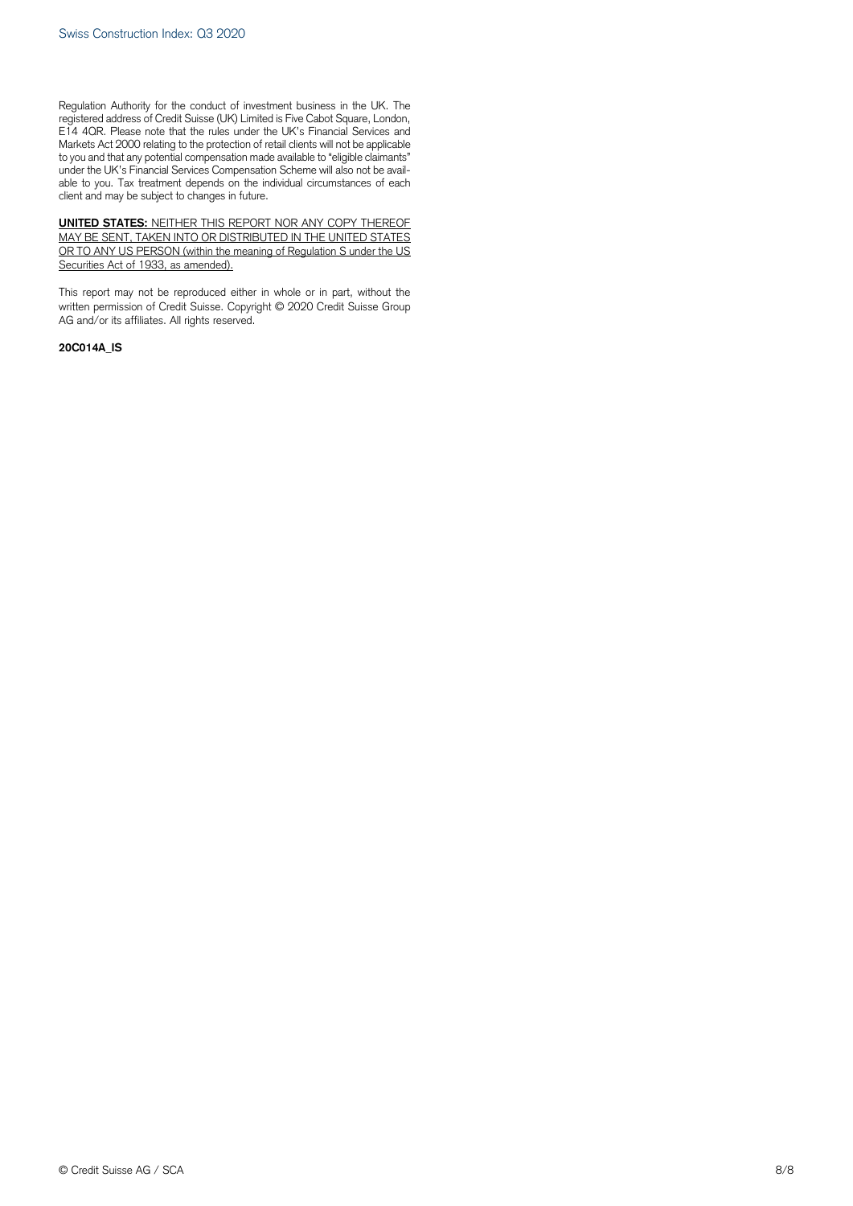Regulation Authority for the conduct of investment business in the UK. The registered address of Credit Suisse (UK) Limited is Five Cabot Square, London, E14 4QR. Please note that the rules under the UK's Financial Services and Markets Act 2000 relating to the protection of retail clients will not be applicable to you and that any potential compensation made available to "eligible claimants" under the UK's Financial Services Compensation Scheme will also not be available to you. Tax treatment depends on the individual circumstances of each client and may be subject to changes in future.

**UNITED STATES:** NEITHER THIS REPORT NOR ANY COPY THEREOF MAY BE SENT, TAKEN INTO OR DISTRIBUTED IN THE UNITED STATES OR TO ANY US PERSON (within the meaning of Regulation S under the US Securities Act of 1933, as amended).

This report may not be reproduced either in whole or in part, without the written permission of Credit Suisse. Copyright © 2020 Credit Suisse Group AG and/or its affiliates. All rights reserved.

**20C014A_IS**